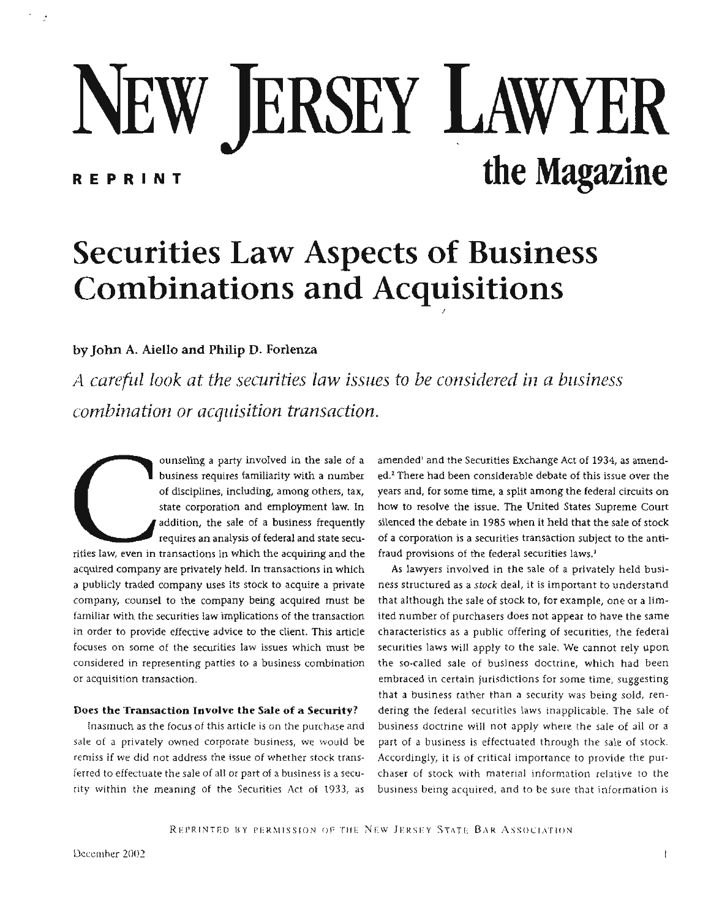# NEW JERSEY LAWYER the Magazine

REPRINT

# Securities Law Aspects of Business Combinations and Acquisitions

by John A. Aiello and Philip D. Forlenza

*A careful look at the securities law issues to be considered in a business combination or acquisition transaction.*

Counseling a party involved in the sale of a business requires familiarity with a number of disciplines, including, among others, tax, state corporation and employment law. In addition, the sale of a business frequently requires an analysis of federal and state securities law, even in transactions in which the acquiring and the acquired company are privately held. In transactions in which a publicly traded company uses its stock to acquire a private company, counsel to the company being acquired must be familiar with the securities law implications of the transaction in order to provide effective advice to the client. This article focuses on some of the securities law issues which must be considered in representing parties to a business combination or acquisition transaction.

### Does the Transaction Involve the Sale of a Security?

Inasmuch as the focus of this article is on the purchase and sale of a privately owned corporate business, we would be remiss if we did not address the issue of whether stock transferred to effectuate the sale of all or part of a business is a security within the meaning of the Securities Act of 1933, as amended[1] and the Securities Exchange Act of 1934, as amended.[2] There had been considerable debate of this issue over the years and, for some time, a split among the federal circuits on how to resolve the issue. The United States Supreme Court silenced the debate in 1985 when it held that the sale of stock of a corporation is a securities transaction subject to the anti-fraud provisions of the federal securities laws.[3]

As lawyers involved in the sale of a privately held business structured as a *stock* deal, it is important to understand that although the sale of stock to, for example, one or a limited number of purchasers does not appear to have the same characteristics as a public offering of securities, the federal securities laws will apply to the sale. We cannot rely upon the so-called sale of business doctrine, which had been embraced in certain jurisdictions for some time, suggesting that a business rather than a security was being sold, rendering the federal securities laws inapplicable. The sale of business doctrine will not apply where the sale of all or a part of a business is effectuated through the sale of stock. Accordingly, it is of critical importance to provide the purchaser of stock with material information relative to the business being acquired, and to be sure that information is

REPRINTED BY PERMISSION OF THE NEW JERSEY STATE BAR ASSOCIATION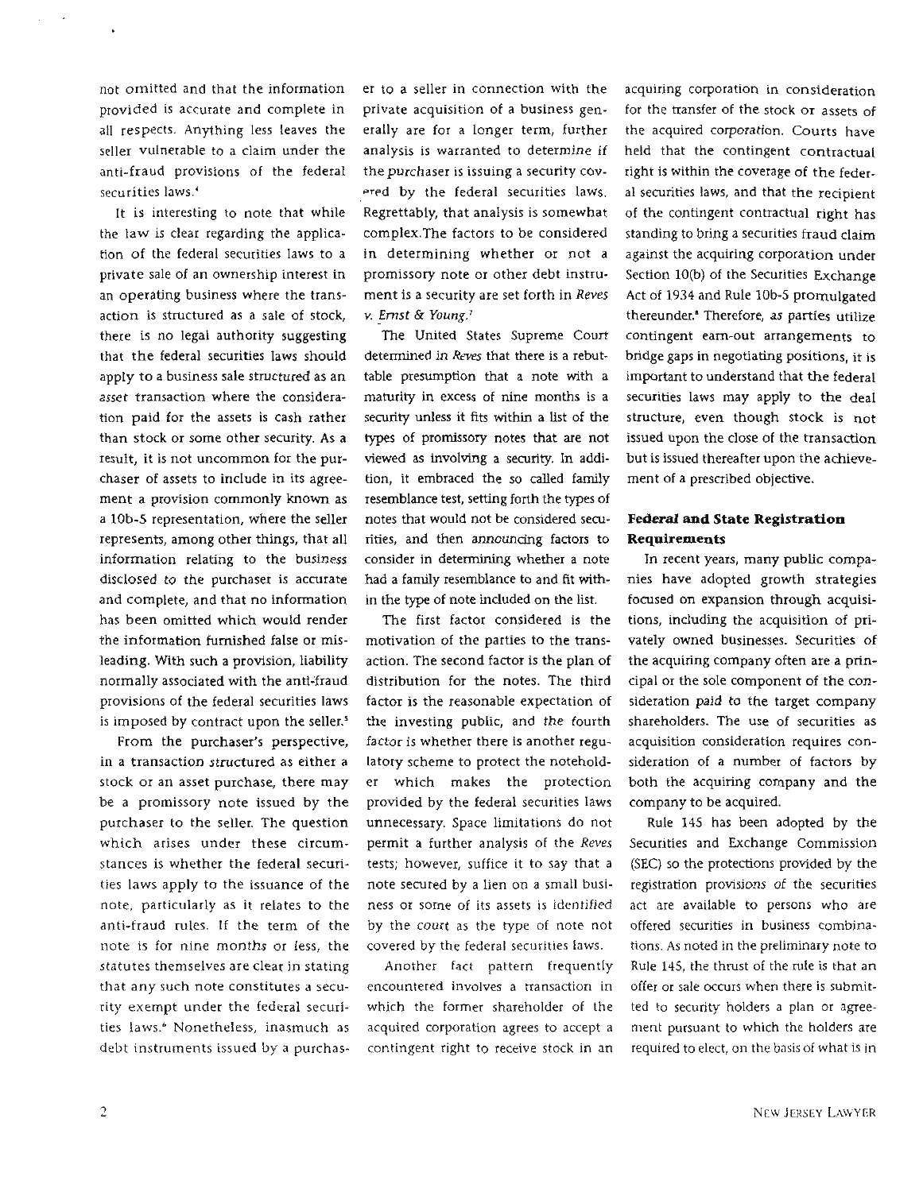not omitted and that the information provided is accurate and complete in all respects. Anything less leaves the seller vulnerable to a claim under the anti-fraud provisions of the federal securities laws.[4]

It is interesting to note that while the law is clear regarding the application of the federal securities laws to a private sale of an ownership interest in an operating business where the transaction is structured as a sale of stock, there is no legal authority suggesting that the federal securities laws should apply to a business sale structured as an asset transaction where the consideration paid for the assets is cash rather than stock or some other security. As a result, it is not uncommon for the purchaser of assets to include in its agreement a provision commonly known as a 10b-5 representation, where the seller represents, among other things, that all information relating to the business disclosed to the purchaser is accurate and complete, and that no information has been omitted which would render the information furnished false or misleading. With such a provision, liability normally associated with the anti-fraud provisions of the federal securities laws is imposed by contract upon the seller.[5]

From the purchaser's perspective, in a transaction structured as either a stock or an asset purchase, there may be a promissory note issued by the purchaser to the seller. The question which arises under these circumstances is whether the federal securities laws apply to the issuance of the note, particularly as it relates to the anti-fraud rules. If the term of the note is for nine months or less, the statutes themselves are clear in stating that any such note constitutes a security exempt under the federal securities laws.[6] Nonetheless, inasmuch as debt instruments issued by a purchaser to a seller in connection with the private acquisition of a business generally are for a longer term, further analysis is warranted to determine if the purchaser is issuing a security covered by the federal securities laws. Regrettably, that analysis is somewhat complex. The factors to be considered in determining whether or not a promissory note or other debt instrument is a security are set forth in *Reves v. Ernst & Young*.[7]

The United States Supreme Court determined in *Reves* that there is a rebuttable presumption that a note with a maturity in excess of nine months is a security unless it fits within a list of the types of promissory notes that are not viewed as involving a security. In addition, it embraced the so called family resemblance test, setting forth the types of notes that would not be considered securities, and then announcing factors to consider in determining whether a note had a family resemblance to and fit within the type of note included on the list.

The first factor considered is the motivation of the parties to the transaction. The second factor is the plan of distribution for the notes. The third factor is the reasonable expectation of the investing public, and the fourth factor is whether there is another regulatory scheme to protect the noteholder which makes the protection provided by the federal securities laws unnecessary. Space limitations do not permit a further analysis of the *Reves* tests; however, suffice it to say that a note secured by a lien on a small business or some of its assets is identified by the court as the type of note not covered by the federal securities laws.

Another fact pattern frequently encountered involves a transaction in which the former shareholder of the acquired corporation agrees to accept a contingent right to receive stock in an acquiring corporation in consideration for the transfer of the stock or assets of the acquired corporation. Courts have held that the contingent contractual right is within the coverage of the federal securities laws, and that the recipient of the contingent contractual right has standing to bring a securities fraud claim against the acquiring corporation under Section 10(b) of the Securities Exchange Act of 1934 and Rule 10b-5 promulgated thereunder.[8] Therefore, as parties utilize contingent earn-out arrangements to bridge gaps in negotiating positions, it is important to understand that the federal securities laws may apply to the deal structure, even though stock is not issued upon the close of the transaction but is issued thereafter upon the achievement of a prescribed objective.

## Federal and State Registration Requirements

In recent years, many public companies have adopted growth strategies focused on expansion through acquisitions, including the acquisition of privately owned businesses. Securities of the acquiring company often are a principal or the sole component of the consideration paid to the target company shareholders. The use of securities as acquisition consideration requires consideration of a number of factors by both the acquiring company and the company to be acquired.

Rule 145 has been adopted by the Securities and Exchange Commission (SEC) so the protections provided by the registration provisions of the securities act are available to persons who are offered securities in business combinations. As noted in the preliminary note to Rule 145, the thrust of the rule is that an offer or sale occurs when there is submitted to security holders a plan or agreement pursuant to which the holders are required to elect, on the basis of what is in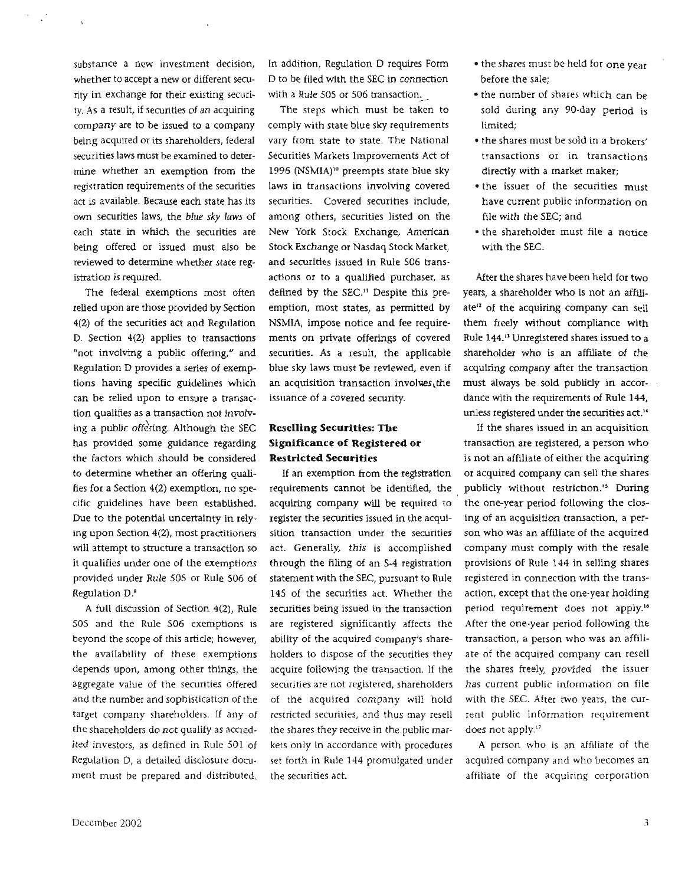substance a new investment decision, whether to accept a new or different security in exchange for their existing security. As a result, if securities of an acquiring company are to be issued to a company being acquired or its shareholders, federal securities laws must be examined to determine whether an exemption from the registration requirements of the securities act is available. Because each state has its own securities laws, the *blue sky laws* of each state in which the securities are being offered or issued must also be reviewed to determine whether state registration is required.

The federal exemptions most often relied upon are those provided by Section 4(2) of the securities act and Regulation D. Section 4(2) applies to transactions "not involving a public offering," and Regulation D provides a series of exemptions having specific guidelines which can be relied upon to ensure a transaction qualifies as a transaction not involving a public offering. Although the SEC has provided some guidance regarding the factors which should be considered to determine whether an offering qualifies for a Section 4(2) exemption, no specific guidelines have been established. Due to the potential uncertainty in relying upon Section 4(2), most practitioners will attempt to structure a transaction so it qualifies under one of the exemptions provided under Rule 505 or Rule 506 of Regulation D.[9]

A full discussion of Section 4(2), Rule 505 and the Rule 506 exemptions is beyond the scope of this article; however, the availability of these exemptions depends upon, among other things, the aggregate value of the securities offered and the number and sophistication of the target company shareholders. If any of the shareholders do *not* qualify as *accredited* investors, as defined in Rule 501 of Regulation D, a detailed disclosure document must be prepared and distributed. In addition, Regulation D requires Form D to be filed with the SEC in connection with a Rule 505 or 506 transaction.

The steps which must be taken to comply with state blue sky requirements vary from state to state. The National Securities Markets Improvements Act of 1996 (NSMIA)[10] preempts state blue sky laws in transactions involving covered securities. Covered securities include, among others, securities listed on the New York Stock Exchange, American Stock Exchange or Nasdaq Stock Market, and securities issued in Rule 506 transactions or to a qualified purchaser, as defined by the SEC.[11] Despite this preemption, most states, as permitted by NSMIA, impose notice and fee requirements on private offerings of covered securities. As a result, the applicable blue sky laws must be reviewed, even if an acquisition transaction involves the issuance of a covered security.

## Reselling Securities: The Significance of Registered or Restricted Securities

If an exemption from the registration requirements cannot be identified, the acquiring company will be required to register the securities issued in the acquisition transaction under the securities act. Generally, this is accomplished through the filing of an S-4 registration statement with the SEC, pursuant to Rule 145 of the securities act. Whether the securities being issued in the transaction are registered significantly affects the ability of the acquired company's shareholders to dispose of the securities they acquire following the transaction. If the securities are not registered, shareholders of the acquired company will hold restricted securities, and thus may resell the shares they receive in the public markets only in accordance with procedures set forth in Rule 144 promulgated under the securities act.

- the shares must be held for one year before the sale;
- the number of shares which can be sold during any 90-day period is limited;
- the shares must be sold in a brokers' transactions or in transactions directly with a market maker;
- the issuer of the securities must have current public information on file with the SEC; and
- the shareholder must file a notice with the SEC.

After the shares have been held for two years, a shareholder who is not an affiliate[12] of the acquiring company can sell them freely without compliance with Rule 144.[13] Unregistered shares issued to a shareholder who is an affiliate of the acquiring company after the transaction must always be sold publicly in accordance with the requirements of Rule 144, unless registered under the securities act.[14]

If the shares issued in an acquisition transaction are registered, a person who is not an affiliate of either the acquiring or acquired company can sell the shares publicly without restriction.[15] During the one-year period following the closing of an acquisition transaction, a person who was an affiliate of the acquired company must comply with the resale provisions of Rule 144 in selling shares registered in connection with the transaction, except that the one-year holding period requirement does not apply.[16] After the one-year period following the transaction, a person who was an affiliate of the acquired company can resell the shares freely, *provided* the issuer has current public information on file with the SEC. After two years, the current public information requirement does not apply.[17]

A person who is an affiliate of the acquired company and who becomes an affiliate of the acquiring corporation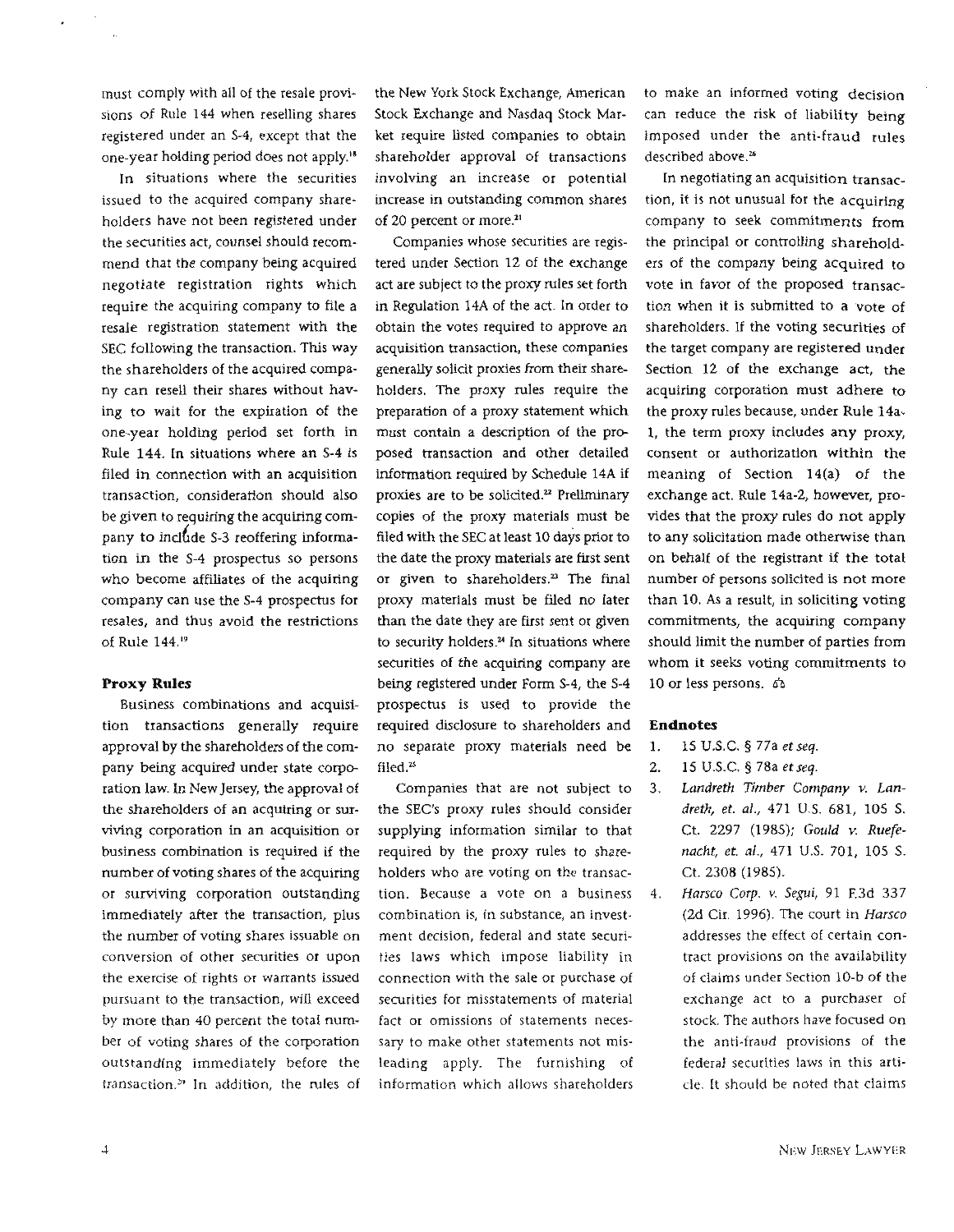must comply with all of the resale provisions of Rule 144 when reselling shares registered under an S-4, except that the one-year holding period does not apply.[18]

In situations where the securities issued to the acquired company shareholders have not been registered under the securities act, counsel should recommend that the company being acquired negotiate registration rights which require the acquiring company to file a resale registration statement with the SEC following the transaction. This way the shareholders of the acquired company can resell their shares without having to wait for the expiration of the one-year holding period set forth in Rule 144. In situations where an S-4 is filed in connection with an acquisition transaction, consideration should also be given to requiring the acquiring company to include S-3 reoffering information in the S-4 prospectus so persons who become affiliates of the acquiring company can use the S-4 prospectus for resales, and thus avoid the restrictions of Rule 144.[19]

### Proxy Rules

Business combinations and acquisition transactions generally require approval by the shareholders of the company being acquired under state corporation law. In New Jersey, the approval of the shareholders of an acquiring or surviving corporation in an acquisition or business combination is required if the number of voting shares of the acquiring or surviving corporation outstanding immediately after the transaction, plus the number of voting shares issuable on conversion of other securities or upon the exercise of rights or warrants issued pursuant to the transaction, will exceed by more than 40 percent the total number of voting shares of the corporation outstanding immediately before the transaction.[20] In addition, the rules of the New York Stock Exchange, American Stock Exchange and Nasdaq Stock Market require listed companies to obtain shareholder approval of transactions involving an increase or potential increase in outstanding common shares of 20 percent or more.[21]

Companies whose securities are registered under Section 12 of the exchange act are subject to the proxy rules set forth in Regulation 14A of the act. In order to obtain the votes required to approve an acquisition transaction, these companies generally solicit proxies from their shareholders. The proxy rules require the preparation of a proxy statement which must contain a description of the proposed transaction and other detailed information required by Schedule 14A if proxies are to be solicited.[22] Preliminary copies of the proxy materials must be filed with the SEC at least 10 days prior to the date the proxy materials are first sent or given to shareholders.[23] The final proxy materials must be filed no later than the date they are first sent or given to security holders.[24] In situations where securities of the acquiring company are being registered under Form S-4, the S-4 prospectus is used to provide the required disclosure to shareholders and no separate proxy materials need be filed.[25]

Companies that are not subject to the SEC's proxy rules should consider supplying information similar to that required by the proxy rules to shareholders who are voting on the transaction. Because a vote on a business combination is, in substance, an investment decision, federal and state securities laws which impose liability in connection with the sale or purchase of securities for misstatements of material fact or omissions of statements necessary to make other statements not misleading apply. The furnishing of information which allows shareholders to make an informed voting decision can reduce the risk of liability being imposed under the anti-fraud rules described above.[26]

In negotiating an acquisition transaction, it is not unusual for the acquiring company to seek commitments from the principal or controlling shareholders of the company being acquired to vote in favor of the proposed transaction when it is submitted to a vote of shareholders. If the voting securities of the target company are registered under Section 12 of the exchange act, the acquiring corporation must adhere to the proxy rules because, under Rule 14a-1, the term proxy includes any proxy, consent or authorization within the meaning of Section 14(a) of the exchange act. Rule 14a-2, however, provides that the proxy rules do not apply to any solicitation made otherwise than on behalf of the registrant if the total number of persons solicited is not more than 10. As a result, in soliciting voting commitments, the acquiring company should limit the number of parties from whom it seeks voting commitments to 10 or less persons.

### Endnotes

1. 15 U.S.C. § 77a *et seq.*
2. 15 U.S.C. § 78a *et seq.*
3. *Landreth Timber Company v. Landreth, et. al.*, 471 U.S. 681, 105 S. Ct. 2297 (1985); *Gould v. Ruefenacht, et. al.*, 471 U.S. 701, 105 S. Ct. 2308 (1985).
4. *Harsco Corp. v. Segui*, 91 F.3d 337 (2d Cir. 1996). The court in *Harsco* addresses the effect of certain contract provisions on the availability of claims under Section 10-b of the exchange act to a purchaser of stock. The authors have focused on the anti-fraud provisions of the federal securities laws in this article. It should be noted that claims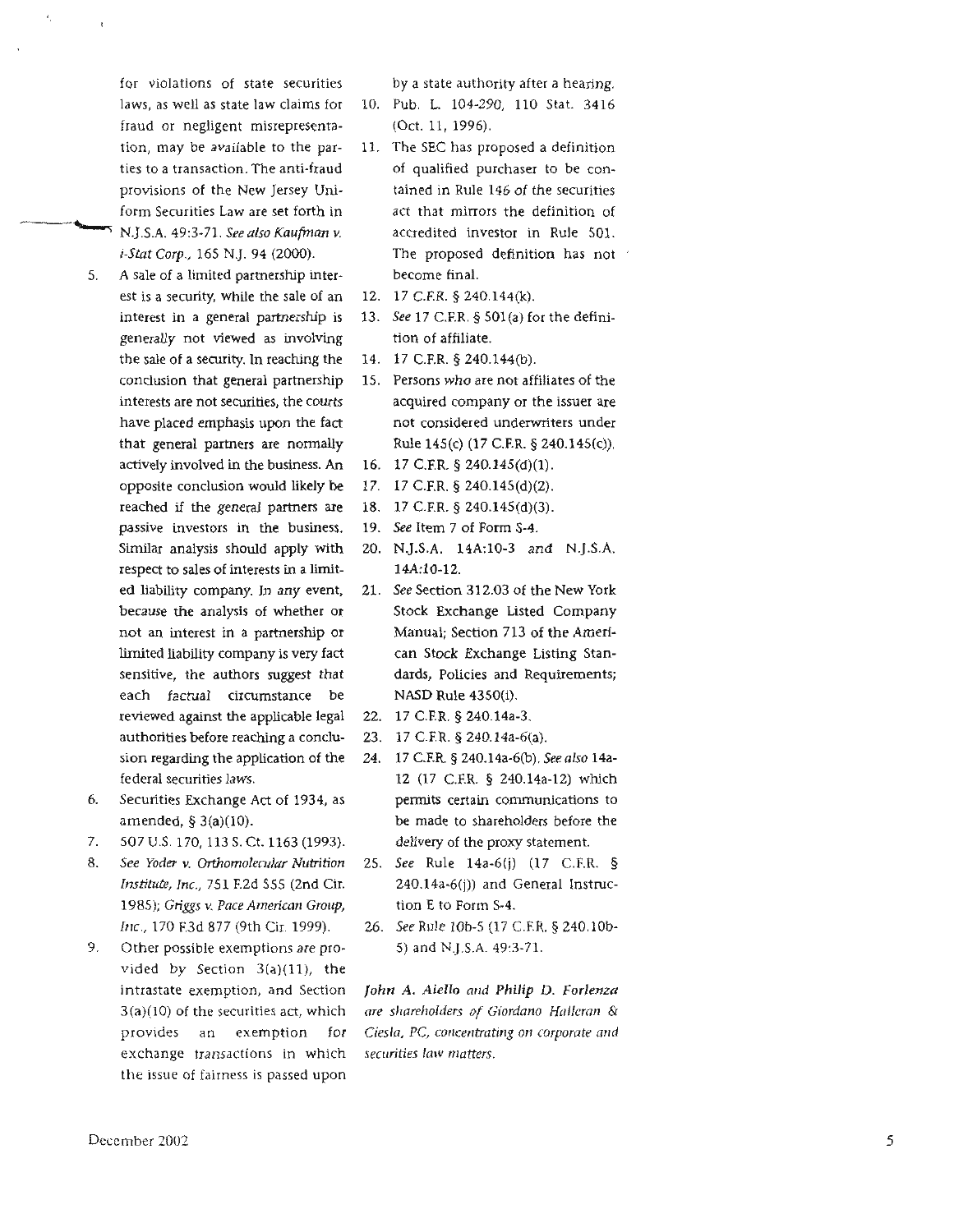for violations of state securities laws, as well as state law claims for fraud or negligent misrepresentation, may be available to the parties to a transaction. The anti-fraud provisions of the New Jersey Uniform Securities Law are set forth in N.J.S.A. 49:3-71. *See also Kaufman v. i-Stat Corp.*, 165 N.J. 94 (2000).

5. A sale of a limited partnership interest is a security, while the sale of an interest in a general partnership is generally not viewed as involving the sale of a security. In reaching the conclusion that general partnership interests are not securities, the courts have placed emphasis upon the fact that general partners are normally actively involved in the business. An opposite conclusion would likely be reached if the general partners are passive investors in the business. Similar analysis should apply with respect to sales of interests in a limited liability company. In any event, because the analysis of whether or not an interest in a partnership or limited liability company is very fact sensitive, the authors suggest that each factual circumstance be reviewed against the applicable legal authorities before reaching a conclusion regarding the application of the federal securities laws.
6. Securities Exchange Act of 1934, as amended, § 3(a)(10).
7. 507 U.S. 170, 113 S. Ct. 1163 (1993).
8. *See Yoder v. Orthomolecular Nutrition Institute, Inc.*, 751 F.2d 555 (2nd Cir. 1985); *Griggs v. Pace American Group, Inc.*, 170 F.3d 877 (9th Cir. 1999).
9. Other possible exemptions are provided by Section 3(a)(11), the intrastate exemption, and Section 3(a)(10) of the securities act, which provides an exemption for exchange transactions in which the issue of fairness is passed upon by a state authority after a hearing.
10. Pub. L. 104-290, 110 Stat. 3416 (Oct. 11, 1996).
11. The SEC has proposed a definition of qualified purchaser to be contained in Rule 146 of the securities act that mirrors the definition of accredited investor in Rule 501. The proposed definition has not become final.
12. 17 C.F.R. § 240.144(k).
13. *See* 17 C.F.R. § 501(a) for the definition of affiliate.
14. 17 C.F.R. § 240.144(b).
15. Persons who are not affiliates of the acquired company or the issuer are not considered underwriters under Rule 145(c) (17 C.F.R. § 240.145(c)).
16. 17 C.F.R. § 240.145(d)(1).
17. 17 C.F.R. § 240.145(d)(2).
18. 17 C.F.R. § 240.145(d)(3).
19. *See* Item 7 of Form S-4.
20. N.J.S.A. 14A:10-3 and N.J.S.A. 14A:10-12.
21. *See* Section 312.03 of the New York Stock Exchange Listed Company Manual; Section 713 of the American Stock Exchange Listing Standards, Policies and Requirements; NASD Rule 4350(i).
22. 17 C.F.R. § 240.14a-3.
23. 17 C.F.R. § 240.14a-6(a).
24. 17 C.F.R. § 240.14a-6(b). *See also* 14a-12 (17 C.F.R. § 240.14a-12) which permits certain communications to be made to shareholders before the delivery of the proxy statement.
25. *See* Rule 14a-6(j) (17 C.F.R. § 240.14a-6(j)) and General Instruction E to Form S-4.
26. *See* Rule 10b-5 (17 C.F.R. § 240.10b-5) and N.J.S.A. 49:3-71.

***John A. Aiello** and **Philip D. Forlenza** are shareholders of Giordano Halleran & Ciesla, PC, concentrating on corporate and securities law matters.*